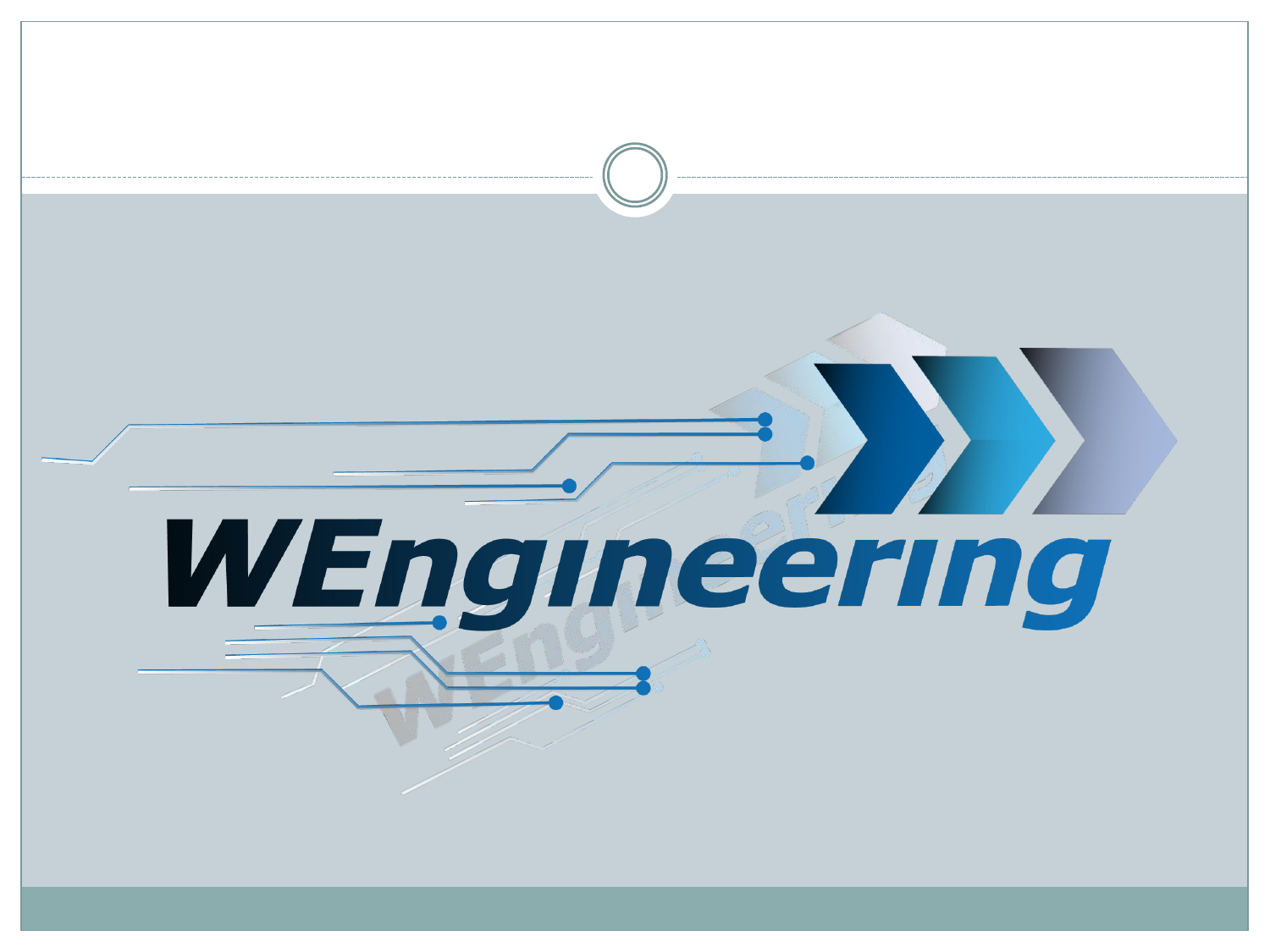WEngineering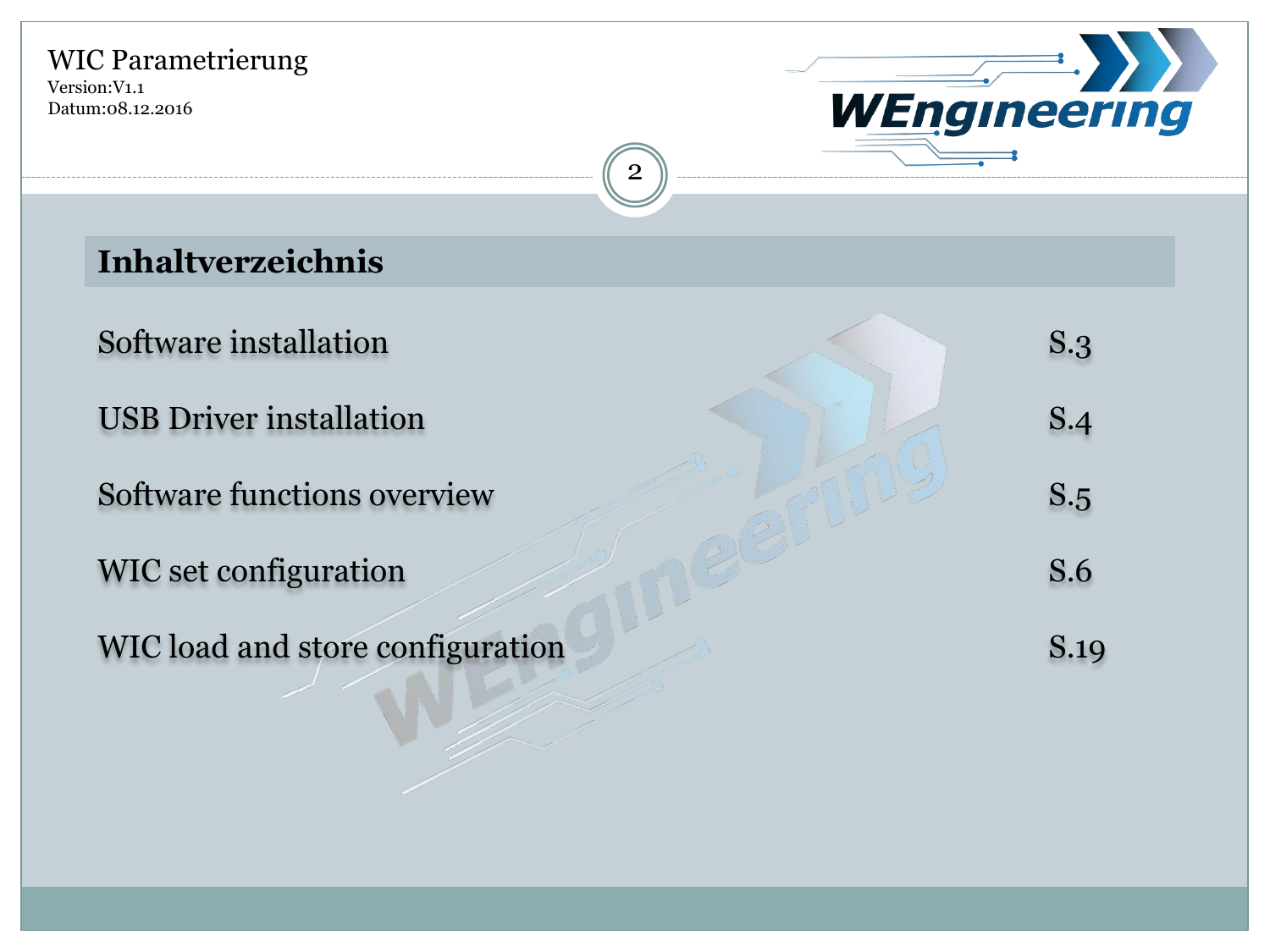## Inhaltverzeichnis

| | |
|---|---|
| Software installation | S.3 |
| USB Driver installation | S.4 |
| Software functions overview | S.5 |
| WIC set configuration | S.6 |
| WIC load and store configuration | S.19 |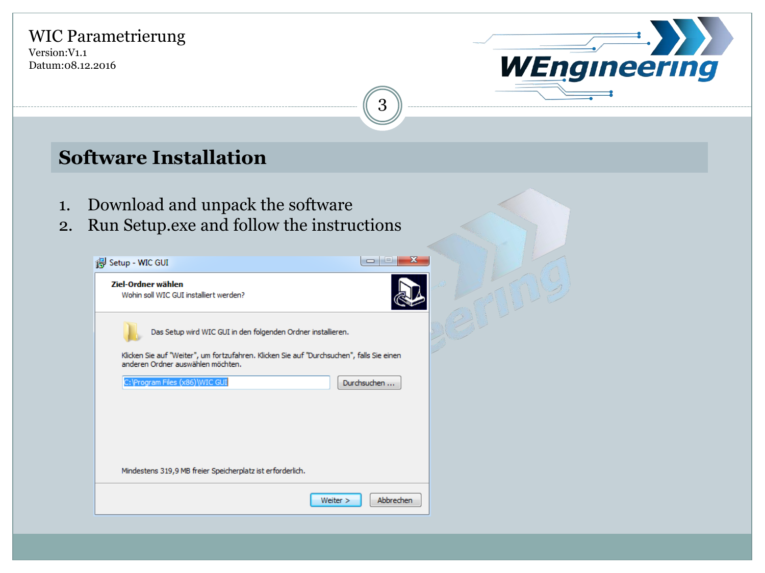# Software Installation

1. Download and unpack the software
2. Run Setup.exe and follow the instructions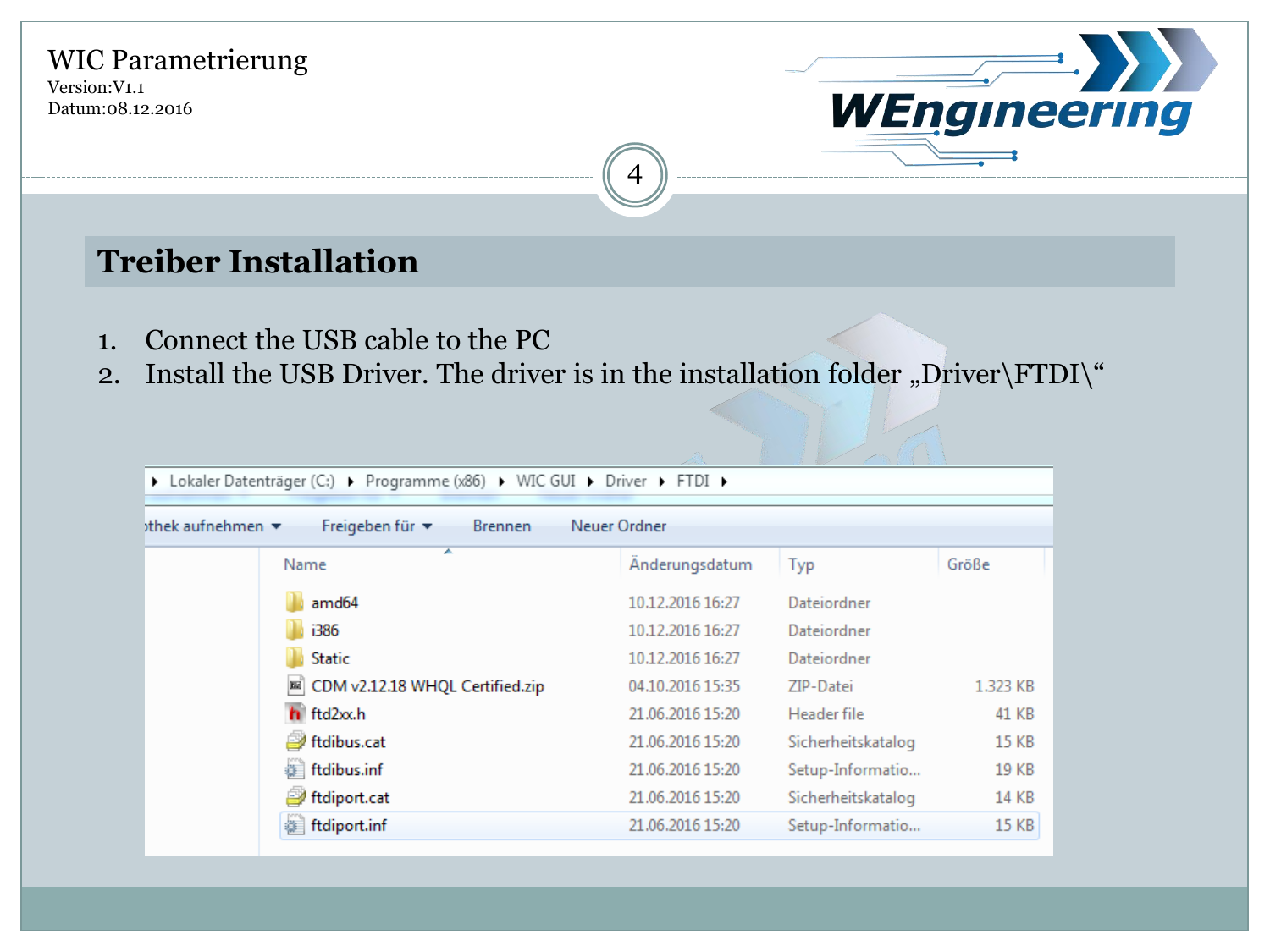## Treiber Installation

1. Connect the USB cable to the PC
2. Install the USB Driver. The driver is in the installation folder „Driver\FTDI\“

Lokaler Datenträger (C:) ▸ Programme (x86) ▸ WIC GUI ▸ Driver ▸ FTDI ▸

| Name | Änderungsdatum | Typ | Größe |
|---|---|---|---|
| amd64 | 10.12.2016 16:27 | Dateiordner | |
| i386 | 10.12.2016 16:27 | Dateiordner | |
| Static | 10.12.2016 16:27 | Dateiordner | |
| CDM v2.12.18 WHQL Certified.zip | 04.10.2016 15:35 | ZIP-Datei | 1.323 KB |
| ftd2xx.h | 21.06.2016 15:20 | Header file | 41 KB |
| ftdibus.cat | 21.06.2016 15:20 | Sicherheitskatalog | 15 KB |
| ftdibus.inf | 21.06.2016 15:20 | Setup-Informatio... | 19 KB |
| ftdiport.cat | 21.06.2016 15:20 | Sicherheitskatalog | 14 KB |
| ftdiport.inf | 21.06.2016 15:20 | Setup-Informatio... | 15 KB |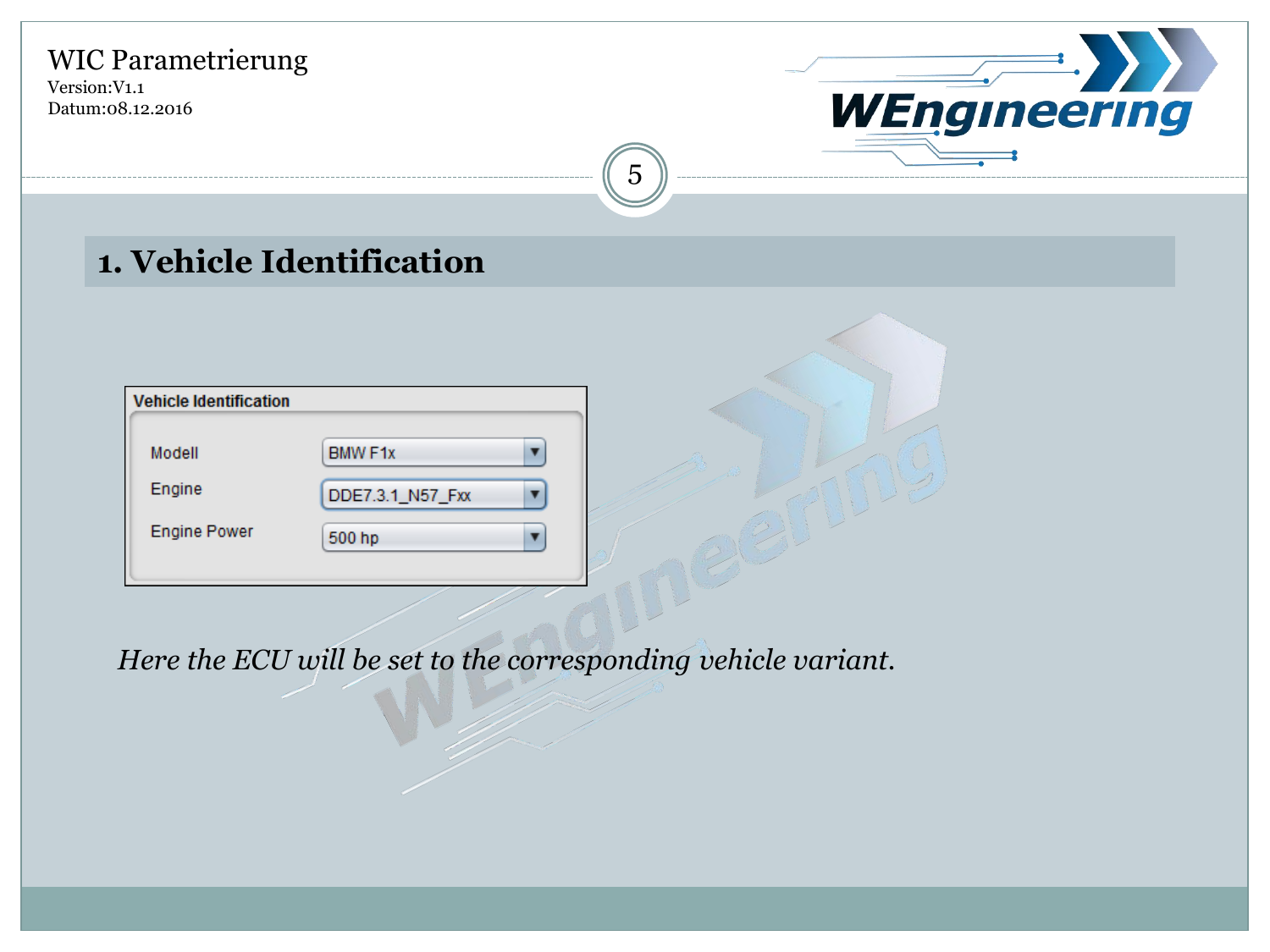# 1. Vehicle Identification

**Vehicle Identification**

| | |
|---|---|
| Modell | BMW F1x |
| Engine | DDE7.3.1_N57_Fxx |
| Engine Power | 500 hp |

*Here the ECU will be set to the corresponding vehicle variant.*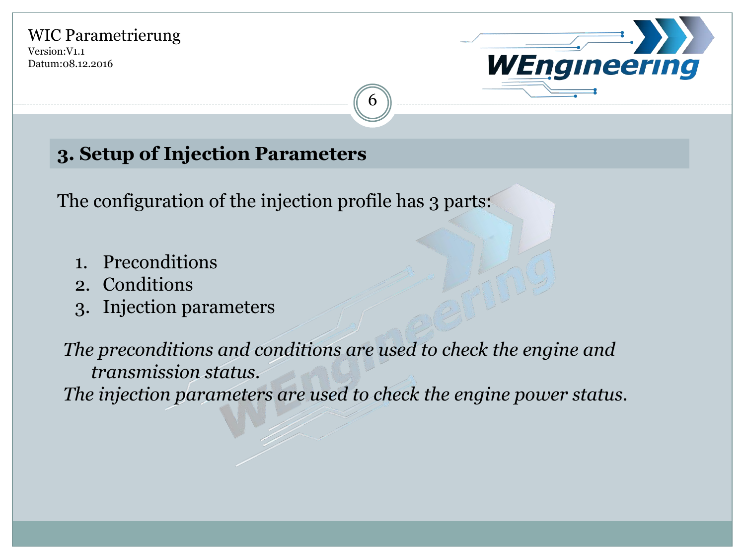## 3. Setup of Injection Parameters

The configuration of the injection profile has 3 parts:

1. Preconditions
2. Conditions
3. Injection parameters

*The preconditions and conditions are used to check the engine and transmission status.*
*The injection parameters are used to check the engine power status.*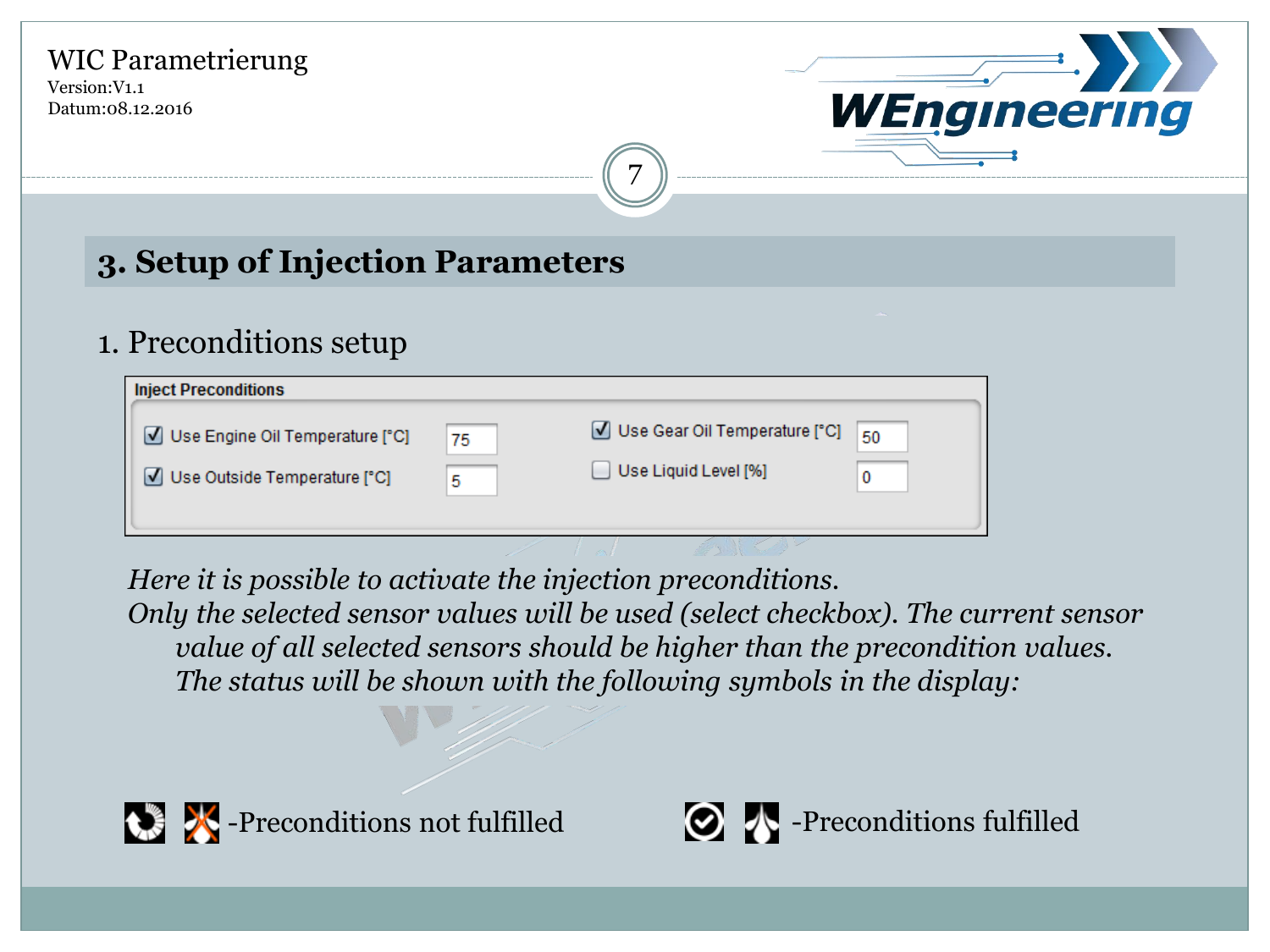# 3. Setup of Injection Parameters

## 1. Preconditions setup

**Inject Preconditions**

| | Value | | Value |
|---|---|---|---|
| ☑ Use Engine Oil Temperature [°C] | 75 | ☑ Use Gear Oil Temperature [°C] | 50 |
| ☑ Use Outside Temperature [°C] | 5 | ☐ Use Liquid Level [%] | 0 |

*Here it is possible to activate the injection preconditions.*

*Only the selected sensor values will be used (select checkbox). The current sensor value of all selected sensors should be higher than the precondition values. The status will be shown with the following symbols in the display:*

-Preconditions not fulfilled

-Preconditions fulfilled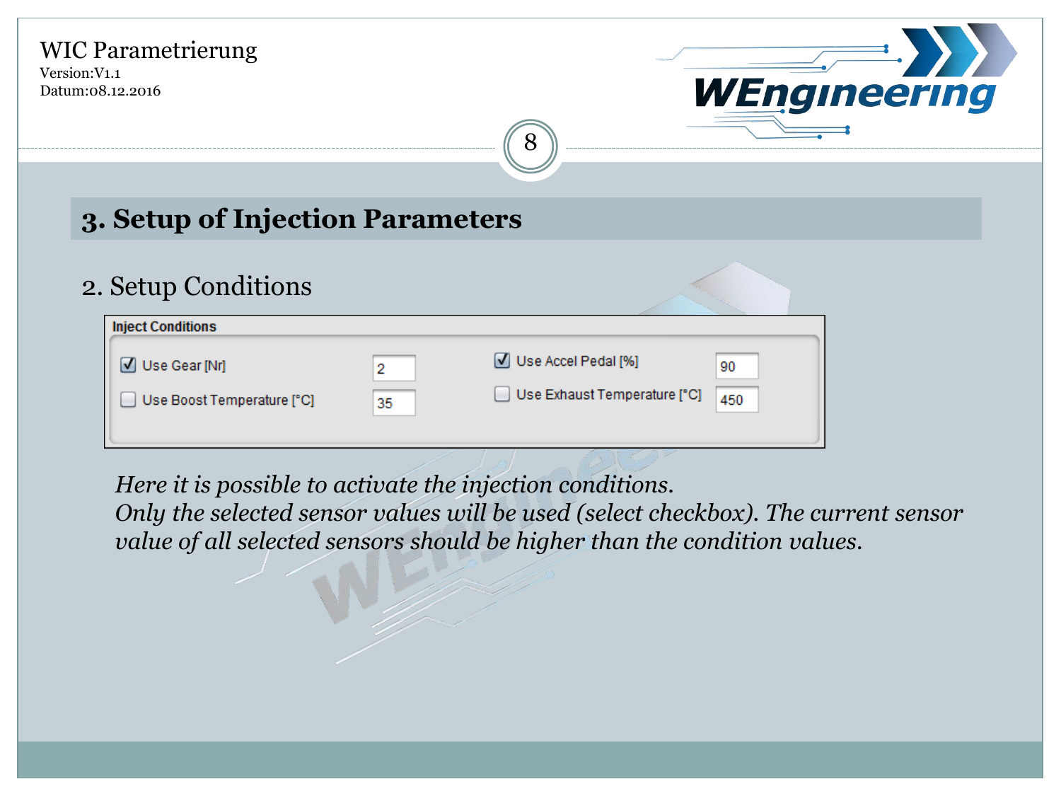## 3. Setup of Injection Parameters

### 2. Setup Conditions

**Inject Conditions**

- [x] Use Gear [Nr]: 2
- [ ] Use Boost Temperature [°C]: 35
- [x] Use Accel Pedal [%]: 90
- [ ] Use Exhaust Temperature [°C]: 450

*Here it is possible to activate the injection conditions.*
*Only the selected sensor values will be used (select checkbox). The current sensor value of all selected sensors should be higher than the condition values.*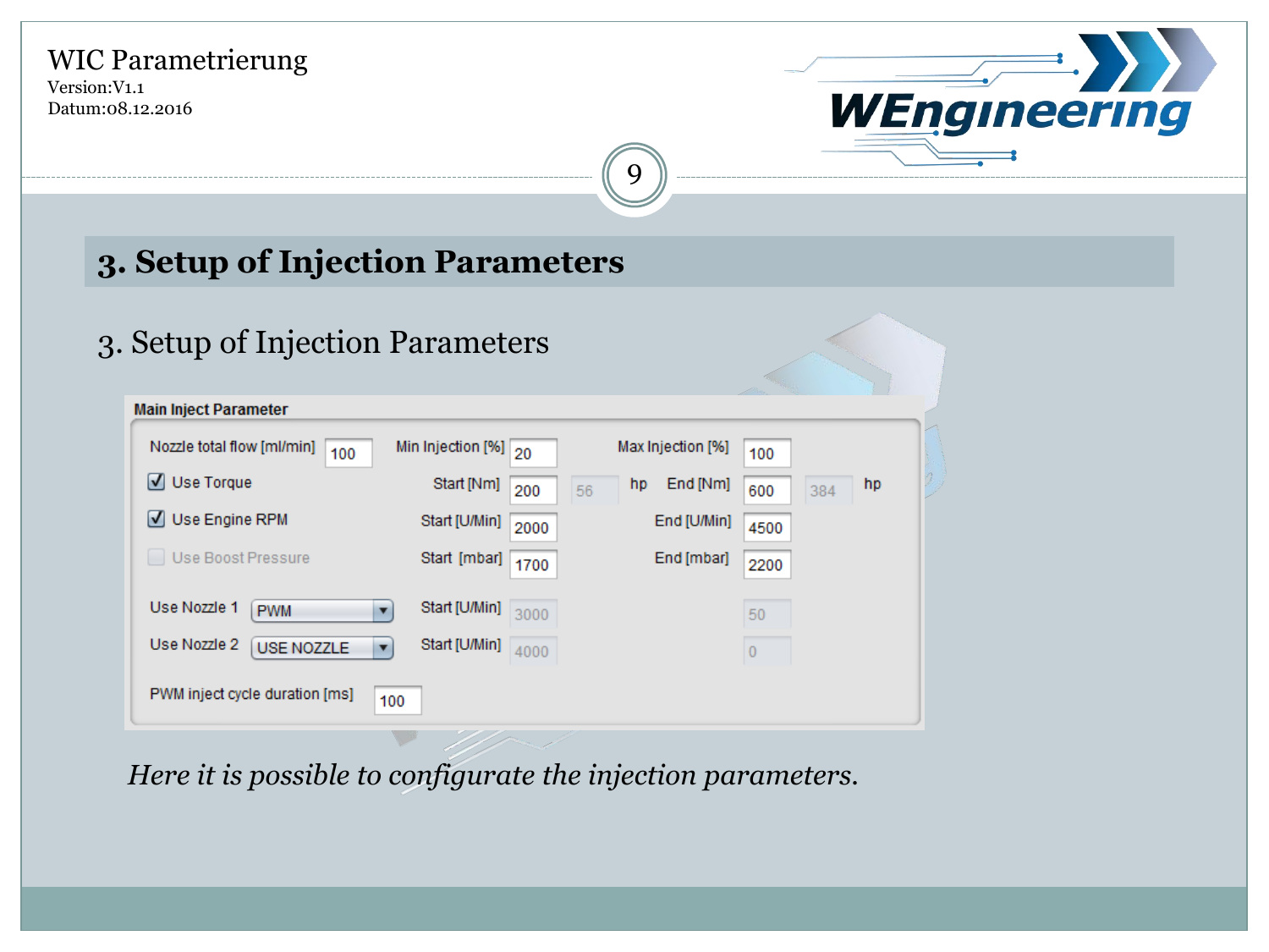# 3. Setup of Injection Parameters

## 3. Setup of Injection Parameters

**Main Inject Parameter**

| | | | | | | |
|---|---|---|---|---|---|---|
| Nozzle total flow [ml/min] | 100 | Min Injection [%] | 20 | | Max Injection [%] | 100 |
| ☑ Use Torque | | Start [Nm] | 200 | 56 hp | End [Nm] | 600 · 384 hp |
| ☑ Use Engine RPM | | Start [U/Min] | 2000 | | End [U/Min] | 4500 |
| ☐ Use Boost Pressure | | Start [mbar] | 1700 | | End [mbar] | 2200 |
| Use Nozzle 1 | PWM | Start [U/Min] | 3000 | | | 50 |
| Use Nozzle 2 | USE NOZZLE | Start [U/Min] | 4000 | | | 0 |
| PWM inject cycle duration [ms] | 100 | | | | | |

*Here it is possible to configurate the injection parameters.*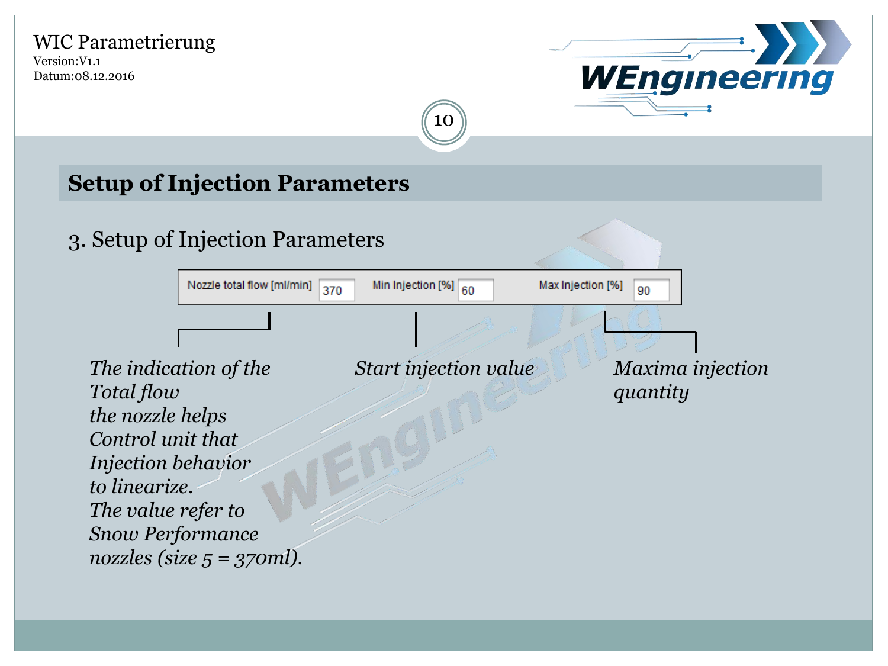## Setup of Injection Parameters

3. Setup of Injection Parameters

| Nozzle total flow [ml/min] | Min Injection [%] | Max Injection [%] |
| --- | --- | --- |
| 370 | 60 | 90 |

*The indication of the Total flow the nozzle helps Control unit that Injection behavior to linearize. The value refer to Snow Performance nozzles (size 5 = 370ml).*

*Start injection value*

*Maxima injection quantity*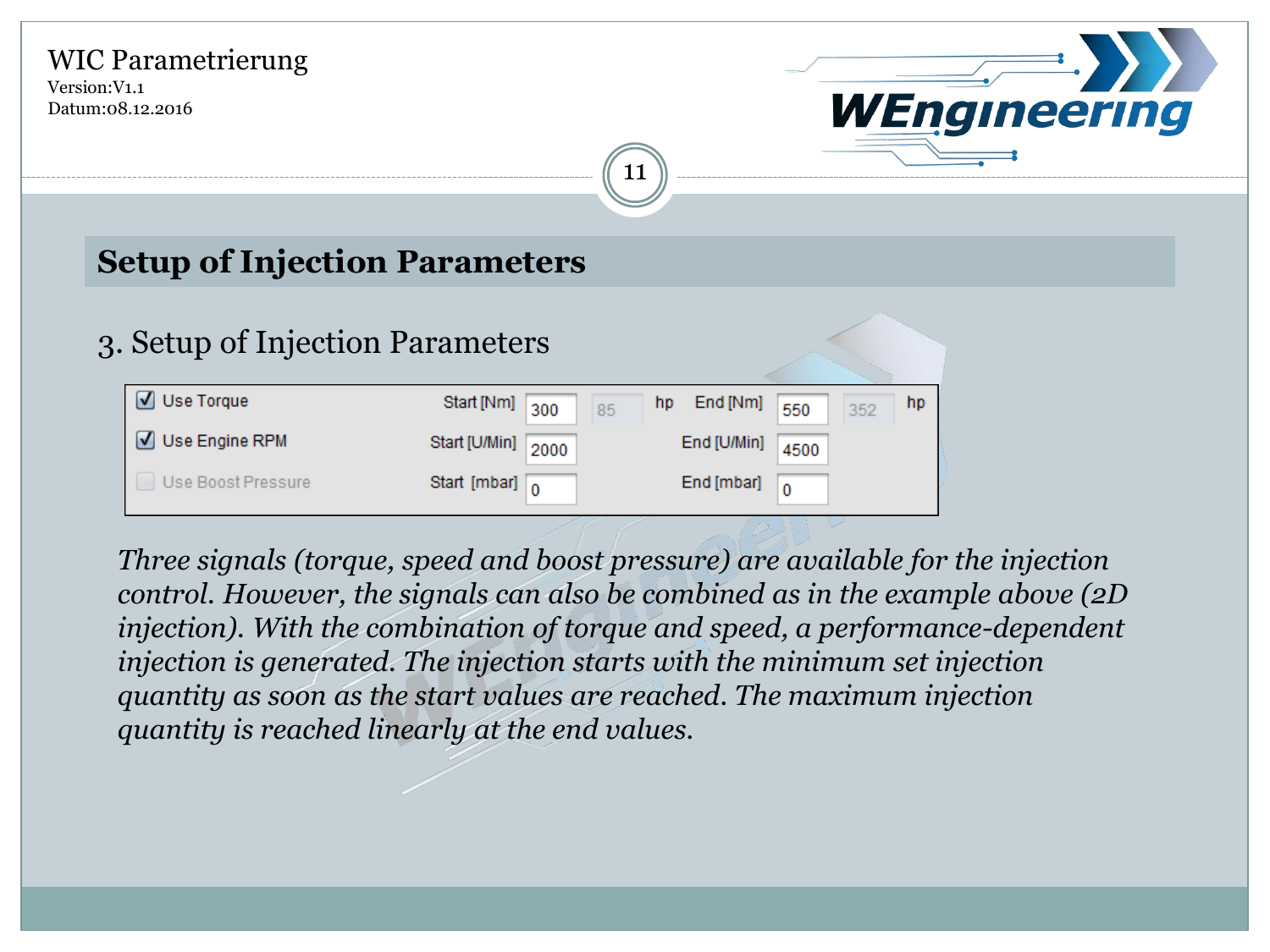## Setup of Injection Parameters

### 3. Setup of Injection Parameters

| | | | | | | | | |
|---|---|---|---|---|---|---|---|---|
| ☑ Use Torque | Start [Nm] | 300 | 85 | hp | End [Nm] | 550 | 352 | hp |
| ☑ Use Engine RPM | Start [U/Min] | 2000 | | | End [U/Min] | 4500 | | |
| ☐ Use Boost Pressure | Start [mbar] | 0 | | | End [mbar] | 0 | | |

*Three signals (torque, speed and boost pressure) are available for the injection control. However, the signals can also be combined as in the example above (2D injection). With the combination of torque and speed, a performance-dependent injection is generated. The injection starts with the minimum set injection quantity as soon as the start values are reached. The maximum injection quantity is reached linearly at the end values.*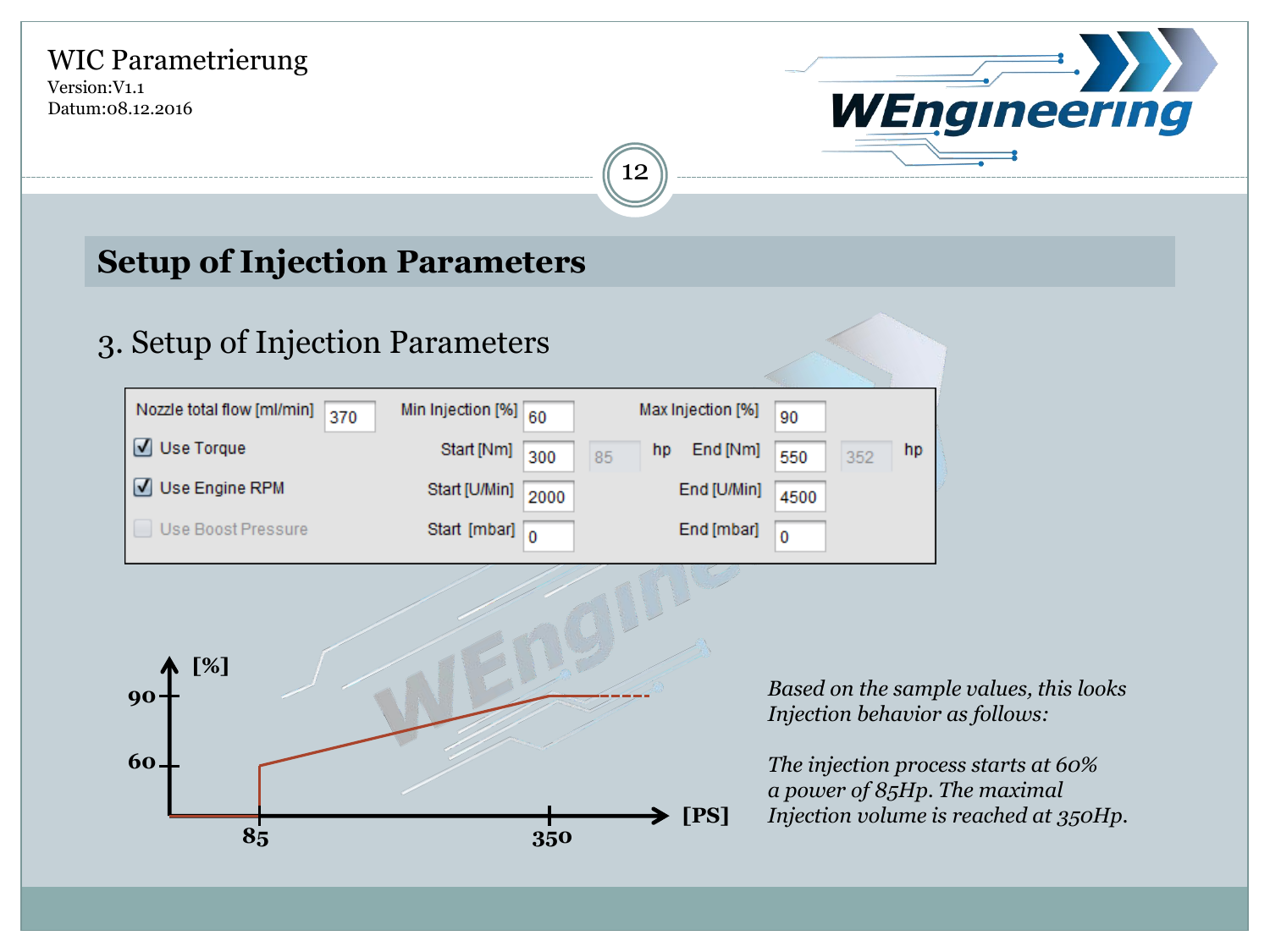# Setup of Injection Parameters

## 3. Setup of Injection Parameters

| Nozzle total flow [ml/min] | 370 | Min Injection [%] | 60 | | | Max Injection [%] | 90 | | |
|---|---|---|---|---|---|---|---|---|---|
| ☑ Use Torque | | Start [Nm] | 300 | 85 | hp | End [Nm] | 550 | 352 | hp |
| ☑ Use Engine RPM | | Start [U/Min] | 2000 | | | End [U/Min] | 4500 | | |
| ☐ Use Boost Pressure | | Start [mbar] | 0 | | | End [mbar] | 0 | | |

*Based on the sample values, this looks Injection behavior as follows:*

*The injection process starts at 60% a power of 85Hp. The maximal Injection volume is reached at 350Hp.*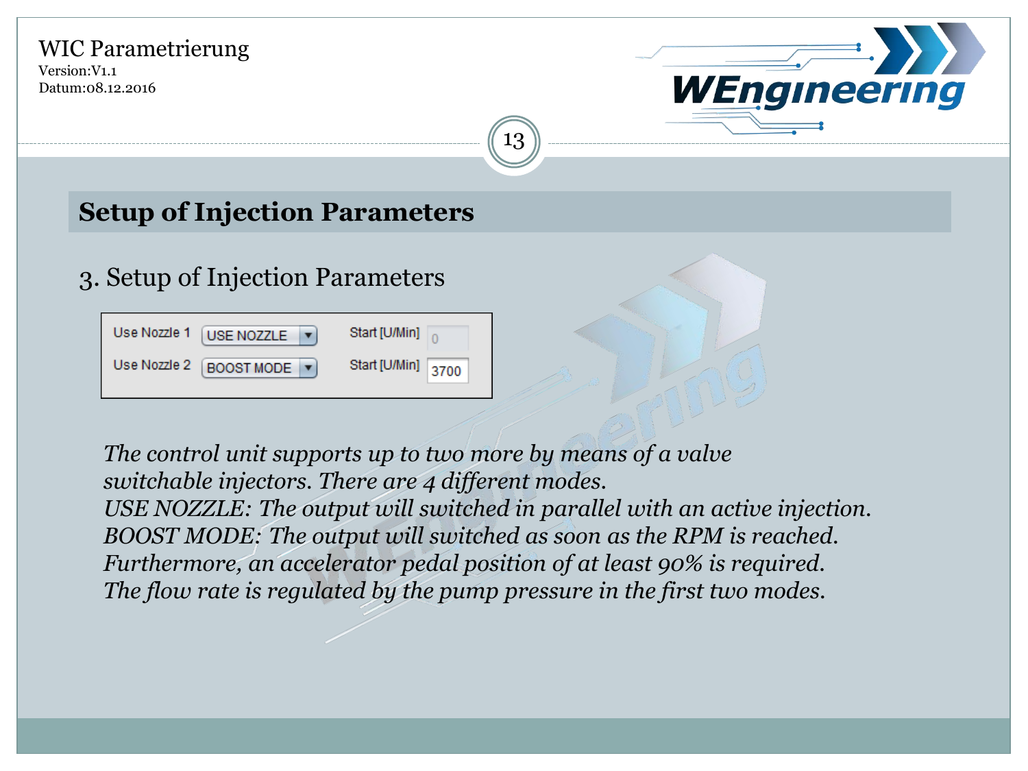## Setup of Injection Parameters

### 3. Setup of Injection Parameters

| Use Nozzle 1 | USE NOZZLE | Start [U/Min] | 0 |
|---|---|---|---|
| Use Nozzle 2 | BOOST MODE | Start [U/Min] | 3700 |

*The control unit supports up to two more by means of a valve switchable injectors. There are 4 different modes.*
*USE NOZZLE: The output will switched in parallel with an active injection.*
*BOOST MODE: The output will switched as soon as the RPM is reached.*
*Furthermore, an accelerator pedal position of at least 90% is required.*
*The flow rate is regulated by the pump pressure in the first two modes.*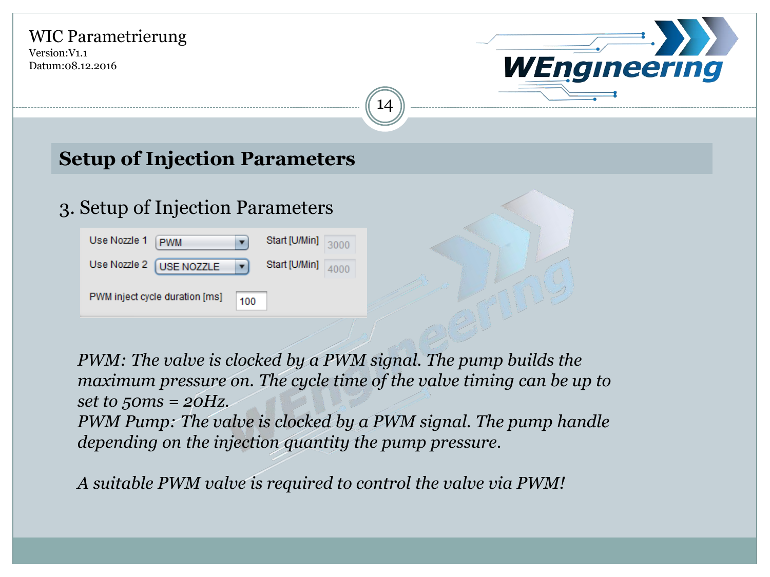## Setup of Injection Parameters

### 3. Setup of Injection Parameters

| | | | |
|---|---|---|---|
| Use Nozzle 1 | PWM | Start [U/Min] | 3000 |
| Use Nozzle 2 | USE NOZZLE | Start [U/Min] | 4000 |
| PWM inject cycle duration [ms] | 100 | | |

*PWM: The valve is clocked by a PWM signal. The pump builds the maximum pressure on. The cycle time of the valve timing can be up to set to 50ms = 20Hz.*
*PWM Pump: The valve is clocked by a PWM signal. The pump handle depending on the injection quantity the pump pressure.*

*A suitable PWM valve is required to control the valve via PWM!*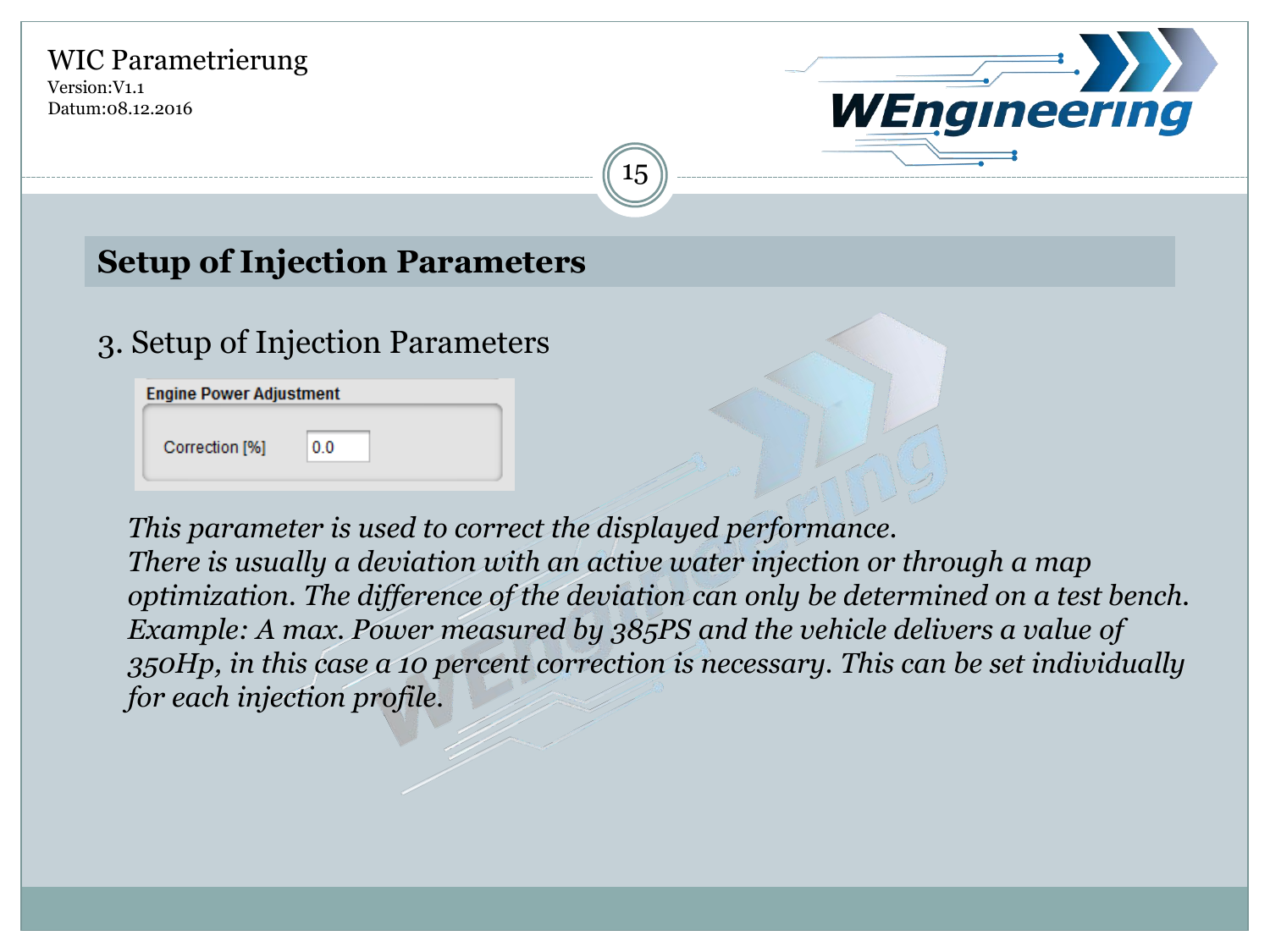# Setup of Injection Parameters

## 3. Setup of Injection Parameters

**Engine Power Adjustment**

Correction [%] 0.0

*This parameter is used to correct the displayed performance.*
*There is usually a deviation with an active water injection or through a map optimization. The difference of the deviation can only be determined on a test bench.*
*Example: A max. Power measured by 385PS and the vehicle delivers a value of 350Hp, in this case a 10 percent correction is necessary. This can be set individually for each injection profile.*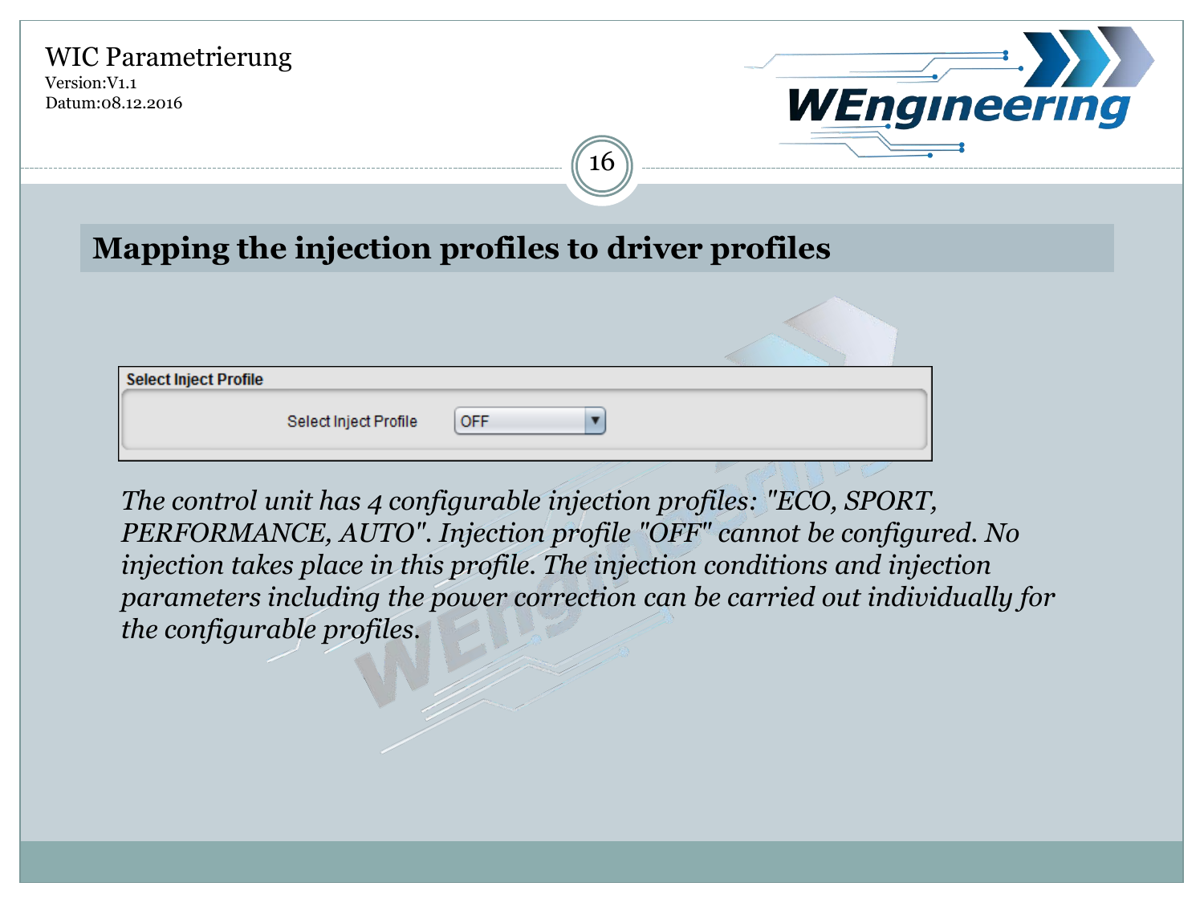## Mapping the injection profiles to driver profiles

**Select Inject Profile**

Select Inject Profile: OFF

*The control unit has 4 configurable injection profiles: "ECO, SPORT, PERFORMANCE, AUTO". Injection profile "OFF" cannot be configured. No injection takes place in this profile. The injection conditions and injection parameters including the power correction can be carried out individually for the configurable profiles.*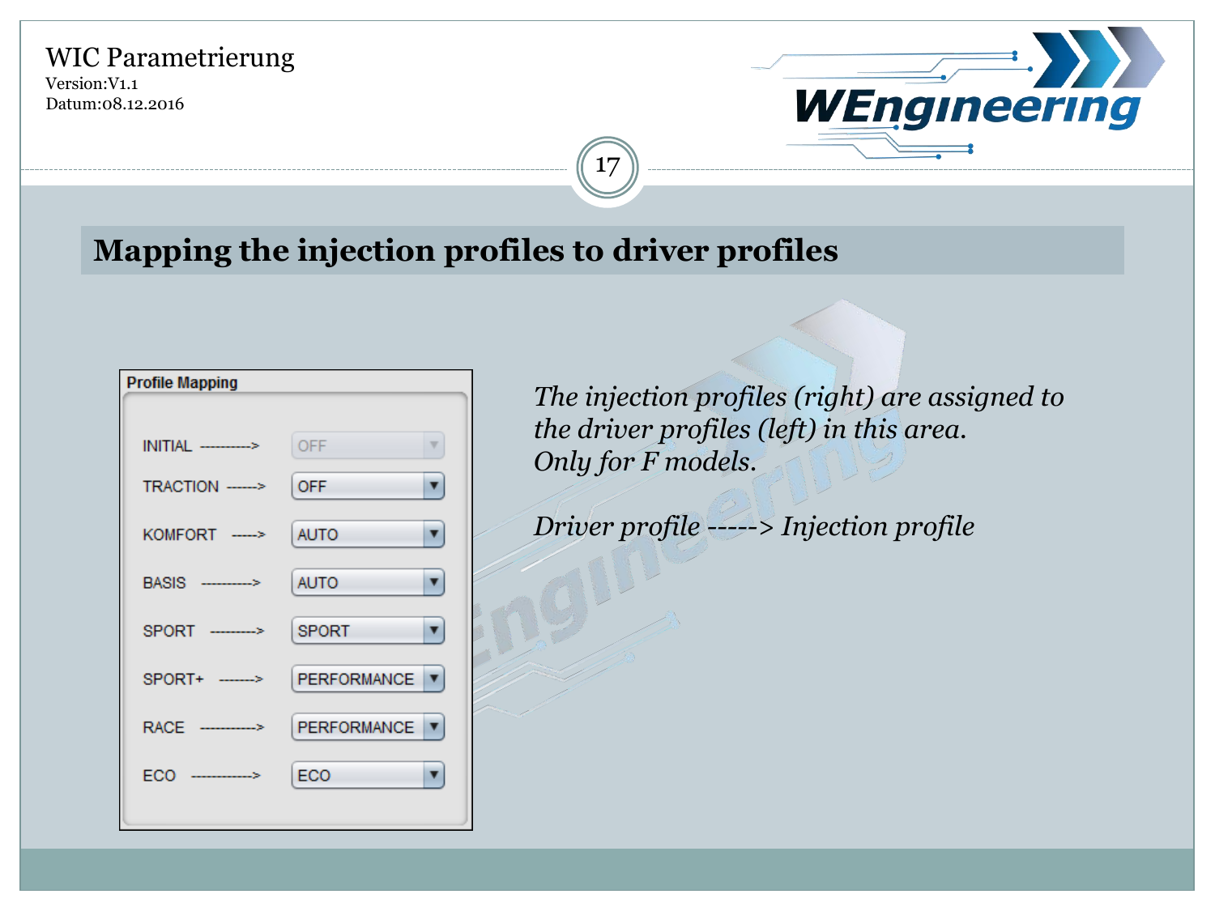## Mapping the injection profiles to driver profiles

**Profile Mapping**

| Driver profile | Injection profile |
|---|---|
| INITIAL ----------> | OFF |
| TRACTION ------> | OFF |
| KOMFORT -----> | AUTO |
| BASIS ----------> | AUTO |
| SPORT ---------> | SPORT |
| SPORT+ -------> | PERFORMANCE |
| RACE -----------> | PERFORMANCE |
| ECO ------------> | ECO |

*The injection profiles (right) are assigned to the driver profiles (left) in this area. Only for F models.*

*Driver profile -----> Injection profile*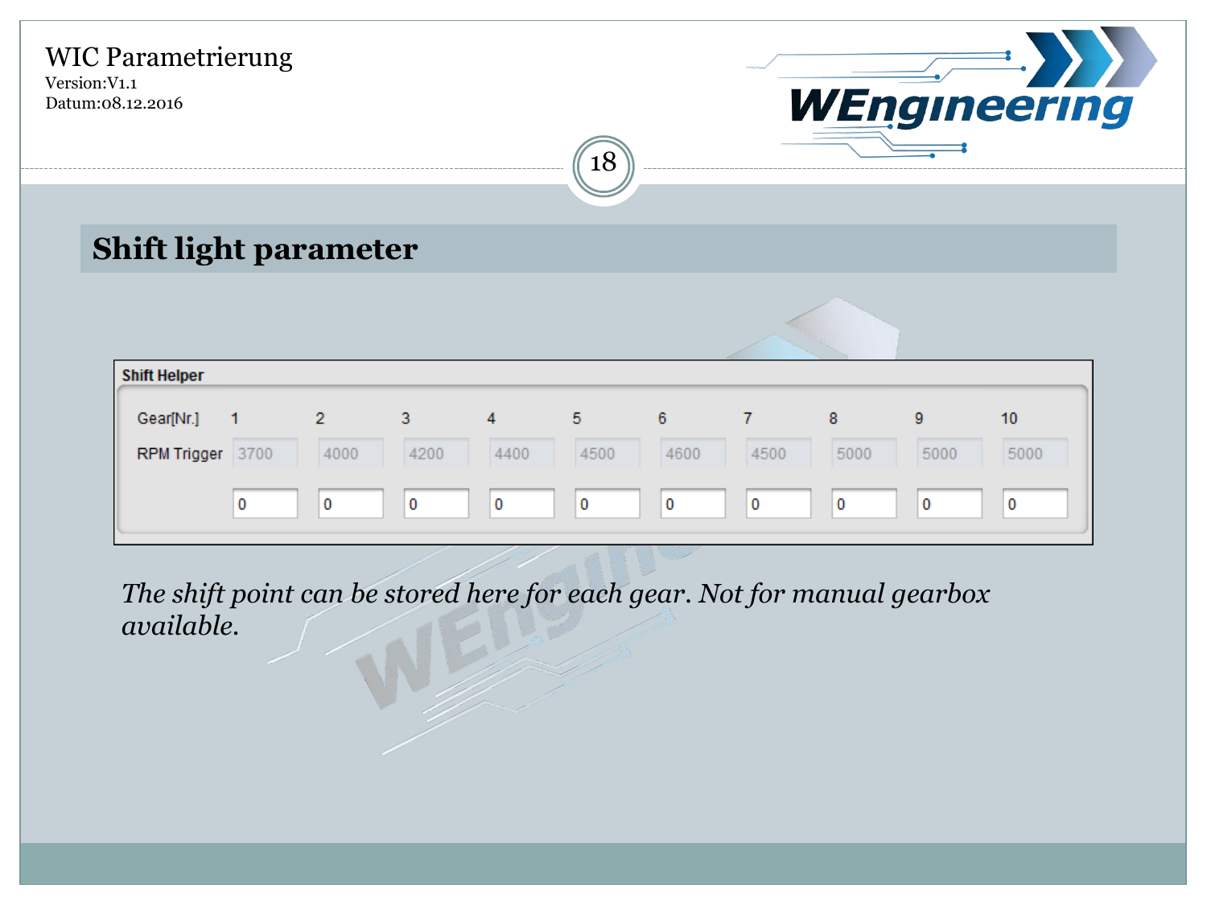## Shift light parameter

**Shift Helper**

| Gear[Nr.] | 1 | 2 | 3 | 4 | 5 | 6 | 7 | 8 | 9 | 10 |
|---|---|---|---|---|---|---|---|---|---|---|
| RPM Trigger | 3700 | 4000 | 4200 | 4400 | 4500 | 4600 | 4500 | 5000 | 5000 | 5000 |
| | 0 | 0 | 0 | 0 | 0 | 0 | 0 | 0 | 0 | 0 |

*The shift point can be stored here for each gear. Not for manual gearbox available.*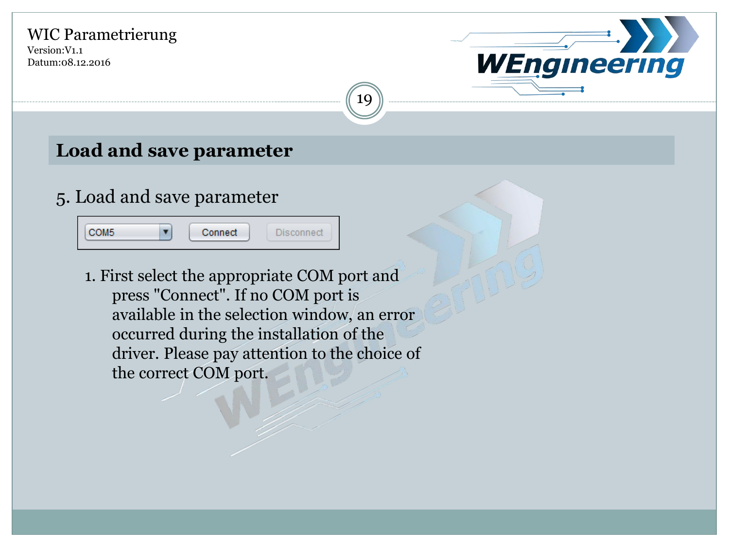## Load and save parameter

5. Load and save parameter

COM5 | Connect | Disconnect

1. First select the appropriate COM port and press "Connect". If no COM port is available in the selection window, an error occurred during the installation of the driver. Please pay attention to the choice of the correct COM port.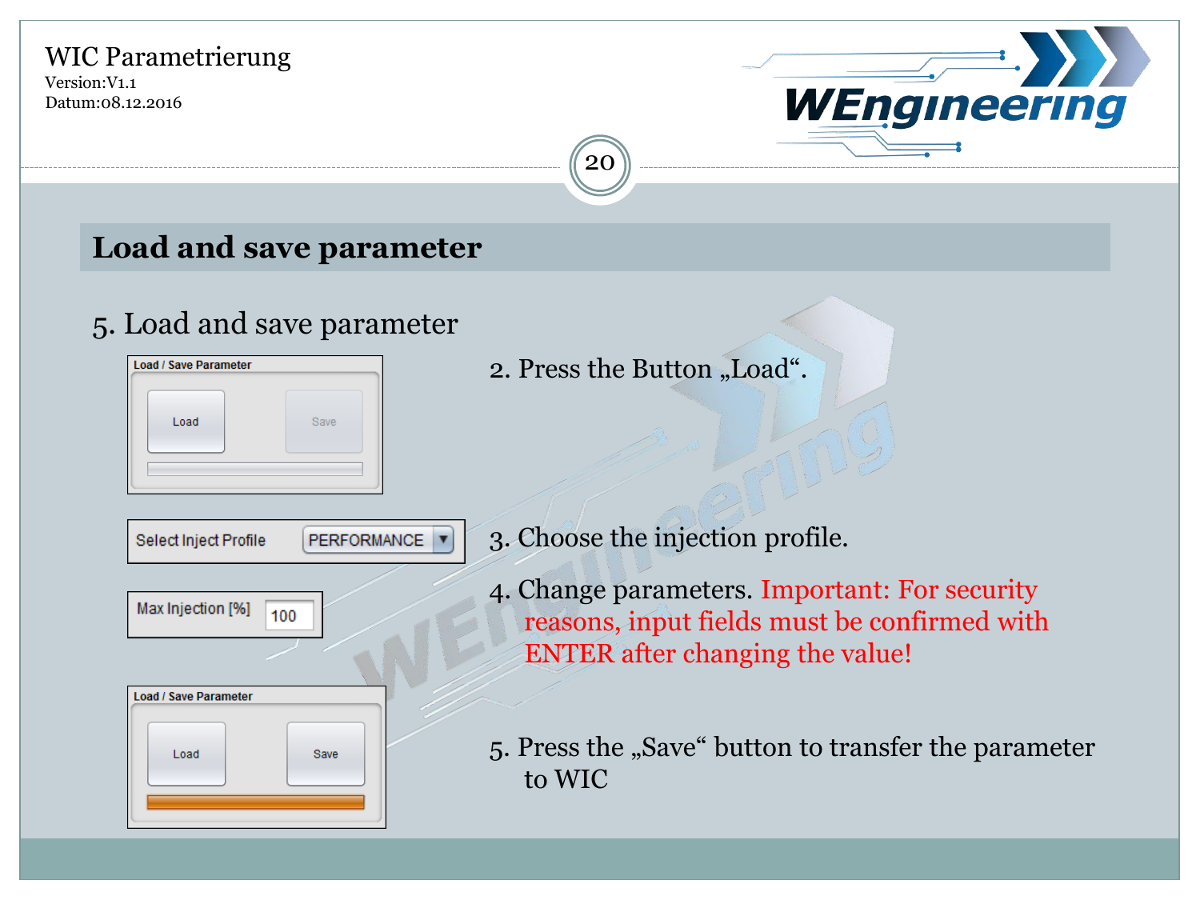## Load and save parameter

5. Load and save parameter

Load / Save Parameter

Load Save

2. Press the Button „Load“.

Select Inject Profile PERFORMANCE

3. Choose the injection profile.

Max Injection [%] 100

4. Change parameters. Important: For security reasons, input fields must be confirmed with ENTER after changing the value!

Load / Save Parameter

Load Save

5. Press the „Save“ button to transfer the parameter to WIC